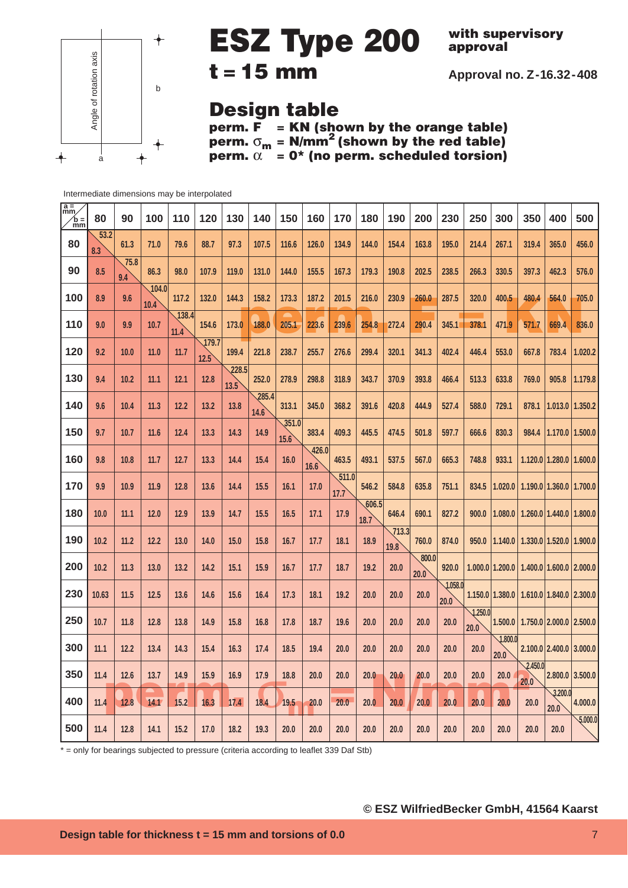# ESZ Type 200

## t = 15 mm

**with supervisory approval**

**Approval no. Z-16.32-408**

## Design table

**perm. F = KN (shown by the orange table)**
**perm. $\sigma_m$ = N/mm$^2$ (shown by the red table)**
**perm. $\alpha$ = 0* (no perm. scheduled torsion)**

Angle of rotation axis — a, b

Intermediate dimensions may be interpolated

| a = mm / b = mm | 80 | 90 | 100 | 110 | 120 | 130 | 140 | 150 | 160 | 170 | 180 | 190 | 200 | 230 | 250 | 300 | 350 | 400 | 500 |
|---|---|---|---|---|---|---|---|---|---|---|---|---|---|---|---|---|---|---|---|
| 80 | 53.2 / 8.3 | 61.3 | 71.0 | 79.6 | 88.7 | 97.3 | 107.5 | 116.6 | 126.0 | 134.9 | 144.0 | 154.4 | 163.8 | 195.0 | 214.4 | 267.1 | 319.4 | 365.0 | 456.0 |
| 90 | 8.5 | 75.8 / 9.4 | 86.3 | 98.0 | 107.9 | 119.0 | 131.0 | 144.0 | 155.5 | 167.3 | 179.3 | 190.8 | 202.5 | 238.5 | 266.3 | 330.5 | 397.3 | 462.3 | 576.0 |
| 100 | 8.9 | 9.6 | 104.0 / 10.4 | 117.2 | 132.0 | 144.3 | 158.2 | 173.3 | 187.2 | 201.5 | 216.0 | 230.9 | 260.0 | 287.5 | 320.0 | 400.5 | 480.4 | 564.0 | 705.0 |
| 110 | 9.0 | 9.9 | 10.7 | 138.4 / 11.4 | 154.6 | 173.0 | 188.0 | 205.1 | 223.6 | 239.6 | 254.8 | 272.4 | 290.4 | 345.1 | 378.1 | 471.9 | 571.7 | 669.4 | 836.0 |
| 120 | 9.2 | 10.0 | 11.0 | 11.7 | 179.7 / 12.5 | 199.4 | 221.8 | 238.7 | 255.7 | 276.6 | 299.4 | 320.1 | 341.3 | 402.4 | 446.4 | 553.0 | 667.8 | 783.4 | 1.020.2 |
| 130 | 9.4 | 10.2 | 11.1 | 12.1 | 12.8 | 228.5 / 13.5 | 252.0 | 278.9 | 298.8 | 318.9 | 343.7 | 370.9 | 393.8 | 466.4 | 513.3 | 633.8 | 769.0 | 905.8 | 1.179.8 |
| 140 | 9.6 | 10.4 | 11.3 | 12.2 | 13.2 | 13.8 | 285.4 / 14.6 | 313.1 | 345.0 | 368.2 | 391.6 | 420.8 | 444.9 | 527.4 | 588.0 | 729.1 | 878.1 | 1.013.0 | 1.350.2 |
| 150 | 9.7 | 10.7 | 11.6 | 12.4 | 13.3 | 14.3 | 14.9 | 351.0 / 15.6 | 383.4 | 409.3 | 445.5 | 474.5 | 501.8 | 597.7 | 666.6 | 830.3 | 984.4 | 1.170.0 | 1.500.0 |
| 160 | 9.8 | 10.8 | 11.7 | 12.7 | 13.3 | 14.4 | 15.4 | 16.0 | 426.0 / 16.6 | 463.5 | 493.1 | 537.5 | 567.0 | 665.3 | 748.8 | 933.1 | 1.120.0 | 1.280.0 | 1.600.0 |
| 170 | 9.9 | 10.9 | 11.9 | 12.8 | 13.6 | 14.4 | 15.5 | 16.1 | 17.0 | 511.0 / 17.7 | 546.2 | 584.8 | 635.8 | 751.1 | 834.5 | 1.020.0 | 1.190.0 | 1.360.0 | 1.700.0 |
| 180 | 10.0 | 11.1 | 12.0 | 12.9 | 13.9 | 14.7 | 15.5 | 16.5 | 17.1 | 17.9 | 606.5 / 18.7 | 646.4 | 690.1 | 827.2 | 900.0 | 1.080.0 | 1.260.0 | 1.440.0 | 1.800.0 |
| 190 | 10.2 | 11.2 | 12.2 | 13.0 | 14.0 | 15.0 | 15.8 | 16.7 | 17.7 | 18.1 | 18.9 | 713.3 / 19.8 | 760.0 | 874.0 | 950.0 | 1.140.0 | 1.330.0 | 1.520.0 | 1.900.0 |
| 200 | 10.2 | 11.3 | 13.0 | 13.2 | 14.2 | 15.1 | 15.9 | 16.7 | 17.7 | 18.7 | 19.2 | 20.0 | 800.0 / 20.0 | 920.0 | 1.000.0 | 1.200.0 | 1.400.0 | 1.600.0 | 2.000.0 |
| 230 | 10.63 | 11.5 | 12.5 | 13.6 | 14.6 | 15.6 | 16.4 | 17.3 | 18.1 | 19.2 | 20.0 | 20.0 | 20.0 | 1.058.0 / 20.0 | 1.150.0 | 1.380.0 | 1.610.0 | 1.840.0 | 2.300.0 |
| 250 | 10.7 | 11.8 | 12.8 | 13.8 | 14.9 | 15.8 | 16.8 | 17.8 | 18.7 | 19.6 | 20.0 | 20.0 | 20.0 | 20.0 | 1.250.0 / 20.0 | 1.500.0 | 1.750.0 | 2.000.0 | 2.500.0 |
| 300 | 11.1 | 12.2 | 13.4 | 14.3 | 15.4 | 16.3 | 17.4 | 18.5 | 19.4 | 20.0 | 20.0 | 20.0 | 20.0 | 20.0 | 20.0 | 1.800.0 / 20.0 | 2.100.0 | 2.400.0 | 3.000.0 |
| 350 | 11.4 | 12.6 | 13.7 | 14.9 | 15.9 | 16.9 | 17.9 | 18.8 | 20.0 | 20.0 | 20.0 | 20.0 | 20.0 | 20.0 | 20.0 | 20.0 | 2.450.0 / 20.0 | 2.800.0 | 3.500.0 |
| 400 | 11.4 | 12.8 | 14.1 | 15.2 | 16.3 | 17.4 | 18.4 | 19.5 | 20.0 | 20.0 | 20.0 | 20.0 | 20.0 | 20.0 | 20.0 | 20.0 | 20.0 | 3.200.0 / 20.0 | 4.000.0 |
| 500 | 11.4 | 12.8 | 14.1 | 15.2 | 17.0 | 18.2 | 19.3 | 20.0 | 20.0 | 20.0 | 20.0 | 20.0 | 20.0 | 20.0 | 20.0 | 20.0 | 20.0 | 20.0 | 5.000.0 |

\* = only for bearings subjected to pressure (criteria according to leaflet 339 Daf Stb)

© ESZ WilfriedBecker GmbH, 41564 Kaarst

**Design table for thickness t = 15 mm and torsions of 0.0**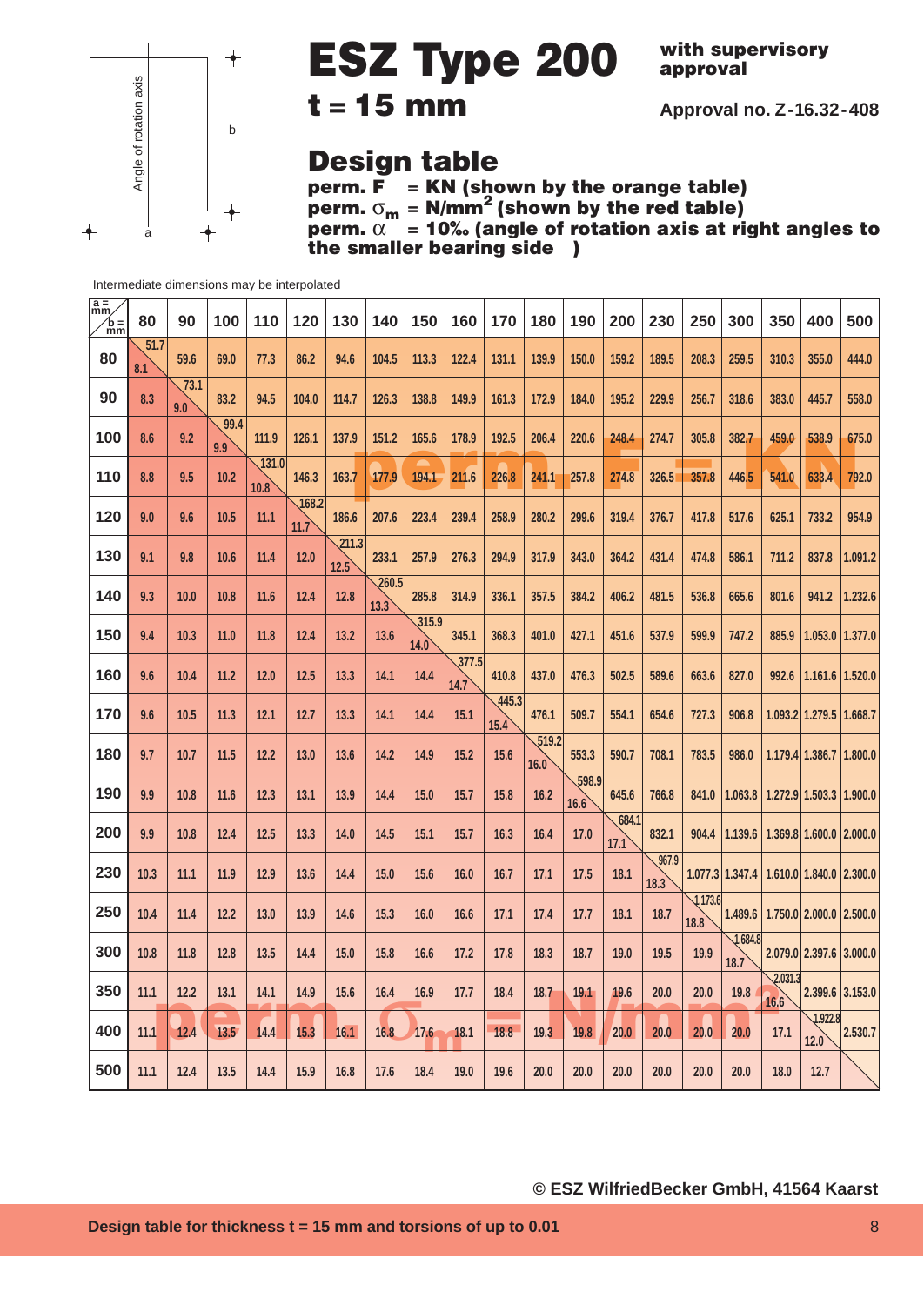# ESZ Type 200

## t = 15 mm

**with supervisory approval**

**Approval no. Z-16.32-408**

## Design table

**perm. F = KN (shown by the orange table)**
**perm. $\sigma_m$ = N/mm² (shown by the red table)**
**perm. $\alpha$ = 10‰ (angle of rotation axis at right angles to the smaller bearing side )**

Angle of rotation axis — a, b

Intermediate dimensions may be interpolated

| a = mm / b = mm | 80 | 90 | 100 | 110 | 120 | 130 | 140 | 150 | 160 | 170 | 180 | 190 | 200 | 230 | 250 | 300 | 350 | 400 | 500 |
|---|---|---|---|---|---|---|---|---|---|---|---|---|---|---|---|---|---|---|---|
| 80 | 51.7 / 8.1 | 59.6 | 69.0 | 77.3 | 86.2 | 94.6 | 104.5 | 113.3 | 122.4 | 131.1 | 139.9 | 150.0 | 159.2 | 189.5 | 208.3 | 259.5 | 310.3 | 355.0 | 444.0 |
| 90 | 8.3 | 73.1 / 9.0 | 83.2 | 94.5 | 104.0 | 114.7 | 126.3 | 138.8 | 149.9 | 161.3 | 172.9 | 184.0 | 195.2 | 229.9 | 256.7 | 318.6 | 383.0 | 445.7 | 558.0 |
| 100 | 8.6 | 9.2 | 99.4 / 9.9 | 111.9 | 126.1 | 137.9 | 151.2 | 165.6 | 178.9 | 192.5 | 206.4 | 220.6 | 248.4 | 274.7 | 305.8 | 382.7 | 459.0 | 538.9 | 675.0 |
| 110 | 8.8 | 9.5 | 10.2 | 131.0 / 10.8 | 146.3 | 163.7 | 177.9 | 194.1 | 211.6 | 226.8 | 241.1 | 257.8 | 274.8 | 326.5 | 357.8 | 446.5 | 541.0 | 633.4 | 792.0 |
| 120 | 9.0 | 9.6 | 10.5 | 11.1 | 168.2 / 11.7 | 186.6 | 207.6 | 223.4 | 239.4 | 258.9 | 280.2 | 299.6 | 319.4 | 376.7 | 417.8 | 517.6 | 625.1 | 733.2 | 954.9 |
| 130 | 9.1 | 9.8 | 10.6 | 11.4 | 12.0 | 211.3 / 12.5 | 233.1 | 257.9 | 276.3 | 294.9 | 317.9 | 343.0 | 364.2 | 431.4 | 474.8 | 586.1 | 711.2 | 837.8 | 1.091.2 |
| 140 | 9.3 | 10.0 | 10.8 | 11.6 | 12.4 | 12.8 | 260.5 / 13.3 | 285.8 | 314.9 | 336.1 | 357.5 | 384.2 | 406.2 | 481.5 | 536.8 | 665.6 | 801.6 | 941.2 | 1.232.6 |
| 150 | 9.4 | 10.3 | 11.0 | 11.8 | 12.4 | 13.2 | 13.6 | 315.9 / 14.0 | 345.1 | 368.3 | 401.0 | 427.1 | 451.6 | 537.9 | 599.9 | 747.2 | 885.9 | 1.053.0 | 1.377.0 |
| 160 | 9.6 | 10.4 | 11.2 | 12.0 | 12.5 | 13.3 | 14.1 | 14.4 | 377.5 / 14.7 | 410.8 | 437.0 | 476.3 | 502.5 | 589.6 | 663.6 | 827.0 | 992.6 | 1.161.6 | 1.520.0 |
| 170 | 9.6 | 10.5 | 11.3 | 12.1 | 12.7 | 13.3 | 14.1 | 14.4 | 15.1 | 445.3 / 15.4 | 476.1 | 509.7 | 554.1 | 654.6 | 727.3 | 906.8 | 1.093.2 | 1.279.5 | 1.668.7 |
| 180 | 9.7 | 10.7 | 11.5 | 12.2 | 13.0 | 13.6 | 14.2 | 14.9 | 15.2 | 15.6 | 519.2 / 16.0 | 553.3 | 590.7 | 708.1 | 783.5 | 986.0 | 1.179.4 | 1.386.7 | 1.800.0 |
| 190 | 9.9 | 10.8 | 11.6 | 12.3 | 13.1 | 13.9 | 14.4 | 15.0 | 15.7 | 15.8 | 16.2 | 598.9 / 16.6 | 645.6 | 766.8 | 841.0 | 1.063.8 | 1.272.9 | 1.503.3 | 1.900.0 |
| 200 | 9.9 | 10.8 | 12.4 | 12.5 | 13.3 | 14.0 | 14.5 | 15.1 | 15.7 | 16.3 | 16.4 | 17.0 | 684.1 / 17.1 | 832.1 | 904.4 | 1.139.6 | 1.369.8 | 1.600.0 | 2.000.0 |
| 230 | 10.3 | 11.1 | 11.9 | 12.9 | 13.6 | 14.4 | 15.0 | 15.6 | 16.0 | 16.7 | 17.1 | 17.5 | 18.1 | 967.9 / 18.3 | 1.077.3 | 1.347.4 | 1.610.0 | 1.840.0 | 2.300.0 |
| 250 | 10.4 | 11.4 | 12.2 | 13.0 | 13.9 | 14.6 | 15.3 | 16.0 | 16.6 | 17.1 | 17.4 | 17.7 | 18.1 | 18.7 | 1.173.6 / 18.8 | 1.489.6 | 1.750.0 | 2.000.0 | 2.500.0 |
| 300 | 10.8 | 11.8 | 12.8 | 13.5 | 14.4 | 15.0 | 15.8 | 16.6 | 17.2 | 17.8 | 18.3 | 18.7 | 19.0 | 19.5 | 19.9 | 1.684.8 / 18.7 | 2.079.0 | 2.397.6 | 3.000.0 |
| 350 | 11.1 | 12.2 | 13.1 | 14.1 | 14.9 | 15.6 | 16.4 | 16.9 | 17.7 | 18.4 | 18.7 | 19.1 | 19.6 | 20.0 | 20.0 | 19.8 | 2.031.3 / 16.6 | 2.399.6 | 3.153.0 |
| 400 | 11.1 | 12.4 | 13.5 | 14.4 | 15.3 | 16.1 | 16.8 | 17.6 | 18.1 | 18.8 | 19.3 | 19.8 | 20.0 | 20.0 | 20.0 | 20.0 | 17.1 | 1.922.8 / 12.0 | 2.530.7 |
| 500 | 11.1 | 12.4 | 13.5 | 14.4 | 15.9 | 16.8 | 17.6 | 18.4 | 19.0 | 19.6 | 20.0 | 20.0 | 20.0 | 20.0 | 20.0 | 20.0 | 18.0 | 12.7 | |

© ESZ WilfriedBecker GmbH, 41564 Kaarst

Design table for thickness t = 15 mm and torsions of up to 0.01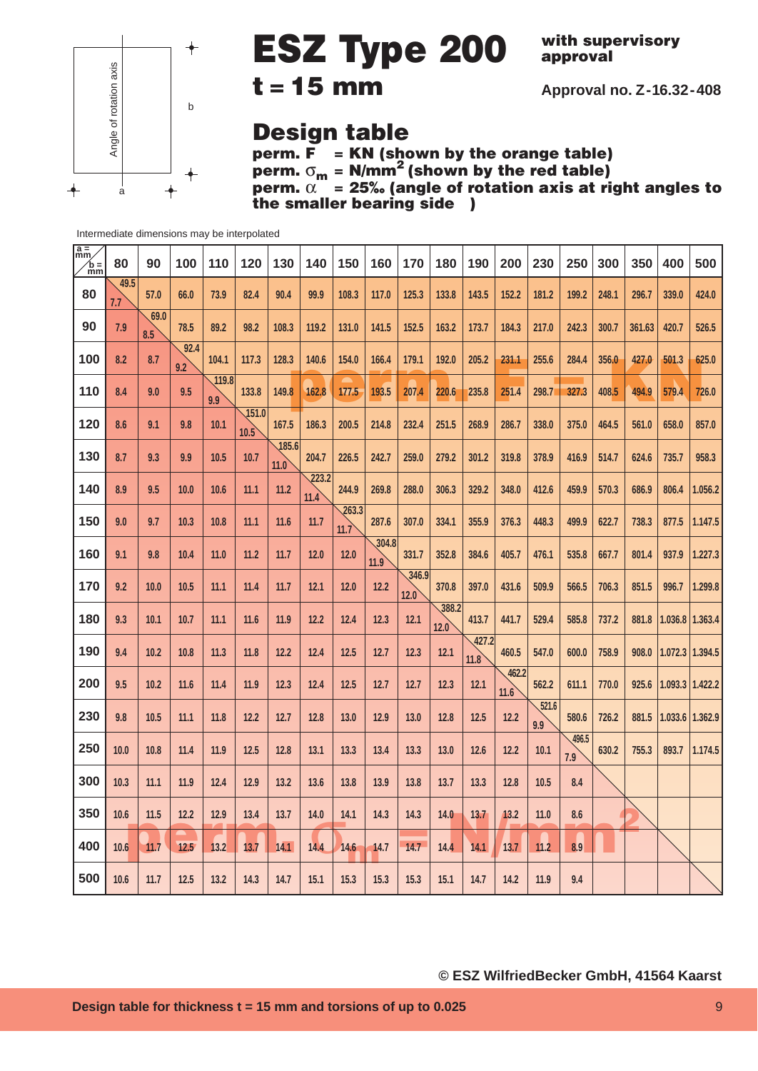Angle of rotation axis

a

b

# ESZ Type 200

## t = 15 mm

**with supervisory approval**

**Approval no. Z-16.32-408**

## Design table

**perm. F = KN (shown by the orange table)**
**perm. $\sigma_m$ = N/mm² (shown by the red table)**
**perm. $\alpha$ = 25‰ (angle of rotation axis at right angles to the smaller bearing side )**

Intermediate dimensions may be interpolated

| a = mm / b = mm | 80 | 90 | 100 | 110 | 120 | 130 | 140 | 150 | 160 | 170 | 180 | 190 | 200 | 230 | 250 | 300 | 350 | 400 | 500 |
|---|---|---|---|---|---|---|---|---|---|---|---|---|---|---|---|---|---|---|---|
| 80 | 49.5 / 7.7 | 57.0 | 66.0 | 73.9 | 82.4 | 90.4 | 99.9 | 108.3 | 117.0 | 125.3 | 133.8 | 143.5 | 152.2 | 181.2 | 199.2 | 248.1 | 296.7 | 339.0 | 424.0 |
| 90 | 7.9 | 69.0 / 8.5 | 78.5 | 89.2 | 98.2 | 108.3 | 119.2 | 131.0 | 141.5 | 152.5 | 163.2 | 173.7 | 184.3 | 217.0 | 242.3 | 300.7 | 361.63 | 420.7 | 526.5 |
| 100 | 8.2 | 8.7 | 92.4 / 9.2 | 104.1 | 117.3 | 128.3 | 140.6 | 154.0 | 166.4 | 179.1 | 192.0 | 205.2 | 231.1 | 255.6 | 284.4 | 356.0 | 427.0 | 501.3 | 625.0 |
| 110 | 8.4 | 9.0 | 9.5 | 119.8 / 9.9 | 133.8 | 149.8 | 162.8 | 177.5 | 193.5 | 207.4 | 220.6 | 235.8 | 251.4 | 298.7 | 327.3 | 408.5 | 494.9 | 579.4 | 726.0 |
| 120 | 8.6 | 9.1 | 9.8 | 10.1 | 151.0 / 10.5 | 167.5 | 186.3 | 200.5 | 214.8 | 232.4 | 251.5 | 268.9 | 286.7 | 338.0 | 375.0 | 464.5 | 561.0 | 658.0 | 857.0 |
| 130 | 8.7 | 9.3 | 9.9 | 10.5 | 10.7 | 185.6 / 11.0 | 204.7 | 226.5 | 242.7 | 259.0 | 279.2 | 301.2 | 319.8 | 378.9 | 416.9 | 514.7 | 624.6 | 735.7 | 958.3 |
| 140 | 8.9 | 9.5 | 10.0 | 10.6 | 11.1 | 11.2 | 223.2 / 11.4 | 244.9 | 269.8 | 288.0 | 306.3 | 329.2 | 348.0 | 412.6 | 459.9 | 570.3 | 686.9 | 806.4 | 1.056.2 |
| 150 | 9.0 | 9.7 | 10.3 | 10.8 | 11.1 | 11.6 | 11.7 | 263.3 / 11.7 | 287.6 | 307.0 | 334.1 | 355.9 | 376.3 | 448.3 | 499.9 | 622.7 | 738.3 | 877.5 | 1.147.5 |
| 160 | 9.1 | 9.8 | 10.4 | 11.0 | 11.2 | 11.7 | 12.0 | 12.0 | 304.8 / 11.9 | 331.7 | 352.8 | 384.6 | 405.7 | 476.1 | 535.8 | 667.7 | 801.4 | 937.9 | 1.227.3 |
| 170 | 9.2 | 10.0 | 10.5 | 11.1 | 11.4 | 11.7 | 12.1 | 12.0 | 12.2 | 346.9 / 12.0 | 370.8 | 397.0 | 431.6 | 509.9 | 566.5 | 706.3 | 851.5 | 996.7 | 1.299.8 |
| 180 | 9.3 | 10.1 | 10.7 | 11.1 | 11.6 | 11.9 | 12.2 | 12.4 | 12.3 | 12.1 | 388.2 / 12.0 | 413.7 | 441.7 | 529.4 | 585.8 | 737.2 | 881.8 | 1.036.8 | 1.363.4 |
| 190 | 9.4 | 10.2 | 10.8 | 11.3 | 11.8 | 12.2 | 12.4 | 12.5 | 12.7 | 12.3 | 12.1 | 427.2 / 11.8 | 460.5 | 547.0 | 600.0 | 758.9 | 908.0 | 1.072.3 | 1.394.5 |
| 200 | 9.5 | 10.2 | 11.6 | 11.4 | 11.9 | 12.3 | 12.4 | 12.5 | 12.7 | 12.7 | 12.3 | 12.1 | 462.2 / 11.6 | 562.2 | 611.1 | 770.0 | 925.6 | 1.093.3 | 1.422.2 |
| 230 | 9.8 | 10.5 | 11.1 | 11.8 | 12.2 | 12.7 | 12.8 | 13.0 | 12.9 | 13.0 | 12.8 | 12.5 | 12.2 | 521.6 / 9.9 | 580.6 | 726.2 | 881.5 | 1.033.6 | 1.362.9 |
| 250 | 10.0 | 10.8 | 11.4 | 11.9 | 12.5 | 12.8 | 13.1 | 13.3 | 13.4 | 13.3 | 13.0 | 12.6 | 12.2 | 10.1 | 496.5 / 7.9 | 630.2 | 755.3 | 893.7 | 1.174.5 |
| 300 | 10.3 | 11.1 | 11.9 | 12.4 | 12.9 | 13.2 | 13.6 | 13.8 | 13.9 | 13.8 | 13.7 | 13.3 | 12.8 | 10.5 | 8.4 | | | | |
| 350 | 10.6 | 11.5 | 12.2 | 12.9 | 13.4 | 13.7 | 14.0 | 14.1 | 14.3 | 14.3 | 14.0 | 13.7 | 13.2 | 11.0 | 8.6 | | | | |
| 400 | 10.6 | 11.7 | 12.5 | 13.2 | 13.7 | 14.1 | 14.4 | 14.6 | 14.7 | 14.7 | 14.4 | 14.1 | 13.7 | 11.2 | 8.9 | | | | |
| 500 | 10.6 | 11.7 | 12.5 | 13.2 | 14.3 | 14.7 | 15.1 | 15.3 | 15.3 | 15.3 | 15.1 | 14.7 | 14.2 | 11.9 | 9.4 | | | | |

perm. F = KN

perm. $\sigma_m$ = N/mm²

© ESZ WilfriedBecker GmbH, 41564 Kaarst

**Design table for thickness t = 15 mm and torsions of up to 0.025**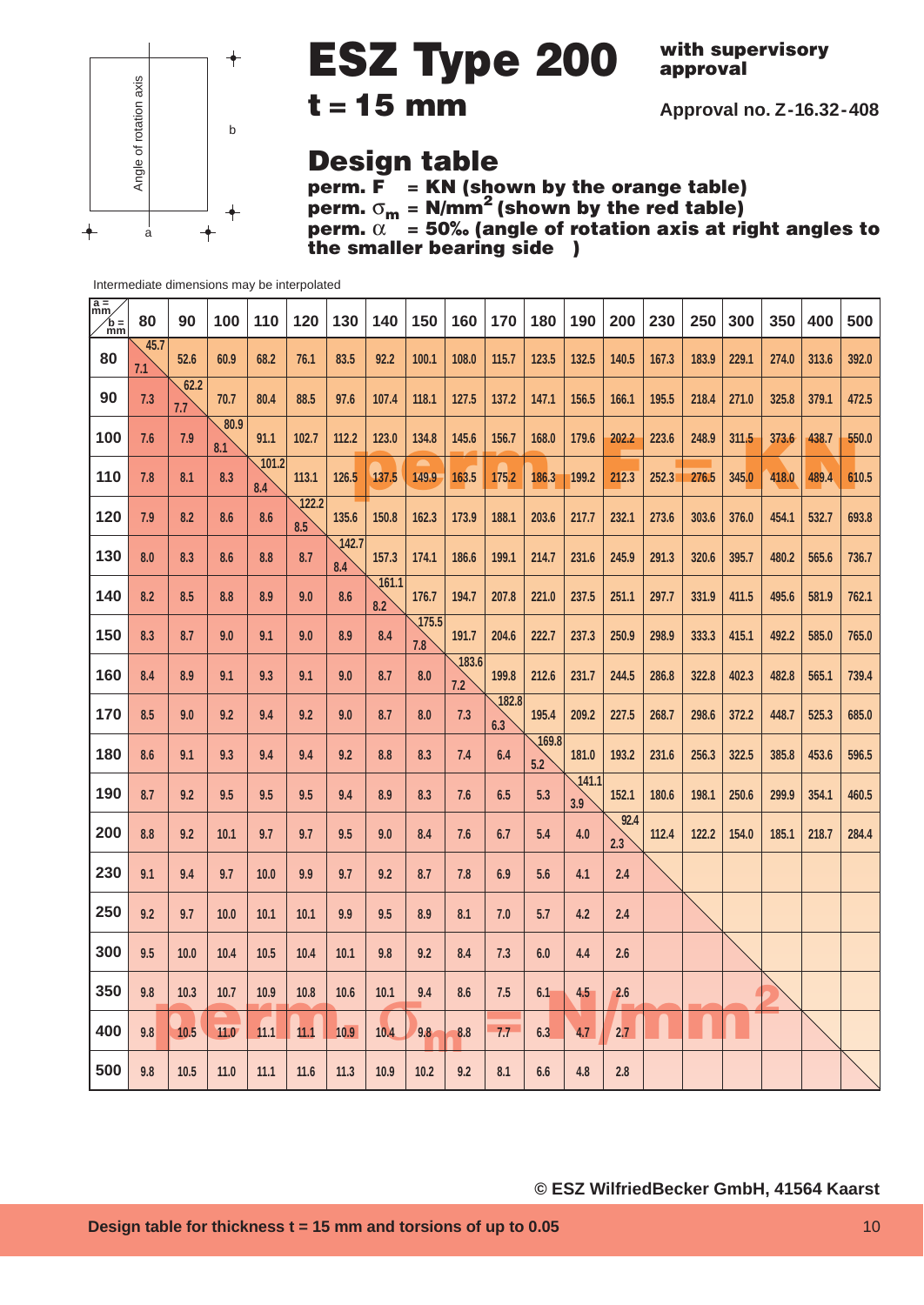# ESZ Type 200

## t = 15 mm

**with supervisory approval**

**Approval no. Z-16.32-408**

Angle of rotation axis

a

b

## Design table

**perm. F = KN (shown by the orange table)**
**perm. $\sigma_m$ = N/mm² (shown by the red table)**
**perm. $\alpha$ = 50‰ (angle of rotation axis at right angles to the smaller bearing side )**

Intermediate dimensions may be interpolated

| a = mm / b = mm | 80 | 90 | 100 | 110 | 120 | 130 | 140 | 150 | 160 | 170 | 180 | 190 | 200 | 230 | 250 | 300 | 350 | 400 | 500 |
|---|---|---|---|---|---|---|---|---|---|---|---|---|---|---|---|---|---|---|---|
| 80 | 45.7 / 7.1 | 52.6 | 60.9 | 68.2 | 76.1 | 83.5 | 92.2 | 100.1 | 108.0 | 115.7 | 123.5 | 132.5 | 140.5 | 167.3 | 183.9 | 229.1 | 274.0 | 313.6 | 392.0 |
| 90 | 7.3 | 62.2 / 7.7 | 70.7 | 80.4 | 88.5 | 97.6 | 107.4 | 118.1 | 127.5 | 137.2 | 147.1 | 156.5 | 166.1 | 195.5 | 218.4 | 271.0 | 325.8 | 379.1 | 472.5 |
| 100 | 7.6 | 7.9 | 80.9 / 8.1 | 91.1 | 102.7 | 112.2 | 123.0 | 134.8 | 145.6 | 156.7 | 168.0 | 179.6 | 202.2 | 223.6 | 248.9 | 311.5 | 373.6 | 438.7 | 550.0 |
| 110 | 7.8 | 8.1 | 8.3 | 101.2 / 8.4 | 113.1 | 126.5 | 137.5 | 149.9 | 163.5 | 175.2 | 186.3 | 199.2 | 212.3 | 252.3 | 276.5 | 345.0 | 418.0 | 489.4 | 610.5 |
| 120 | 7.9 | 8.2 | 8.6 | 8.6 | 122.2 / 8.5 | 135.6 | 150.8 | 162.3 | 173.9 | 188.1 | 203.6 | 217.7 | 232.1 | 273.6 | 303.6 | 376.0 | 454.1 | 532.7 | 693.8 |
| 130 | 8.0 | 8.3 | 8.6 | 8.8 | 8.7 | 142.7 / 8.4 | 157.3 | 174.1 | 186.6 | 199.1 | 214.7 | 231.6 | 245.9 | 291.3 | 320.6 | 395.7 | 480.2 | 565.6 | 736.7 |
| 140 | 8.2 | 8.5 | 8.8 | 8.9 | 9.0 | 8.6 | 161.1 / 8.2 | 176.7 | 194.7 | 207.8 | 221.0 | 237.5 | 251.1 | 297.7 | 331.9 | 411.5 | 495.6 | 581.9 | 762.1 |
| 150 | 8.3 | 8.7 | 9.0 | 9.1 | 9.0 | 8.9 | 8.4 | 175.5 / 7.8 | 191.7 | 204.6 | 222.7 | 237.3 | 250.9 | 298.9 | 333.3 | 415.1 | 492.2 | 585.0 | 765.0 |
| 160 | 8.4 | 8.9 | 9.1 | 9.3 | 9.1 | 9.0 | 8.7 | 8.0 | 183.6 / 7.2 | 199.8 | 212.6 | 231.7 | 244.5 | 286.8 | 322.8 | 402.3 | 482.8 | 565.1 | 739.4 |
| 170 | 8.5 | 9.0 | 9.2 | 9.4 | 9.2 | 9.0 | 8.7 | 8.0 | 7.3 | 182.8 / 6.3 | 195.4 | 209.2 | 227.5 | 268.7 | 298.6 | 372.2 | 448.7 | 525.3 | 685.0 |
| 180 | 8.6 | 9.1 | 9.3 | 9.4 | 9.4 | 9.2 | 8.8 | 8.3 | 7.4 | 6.4 | 169.8 / 5.2 | 181.0 | 193.2 | 231.6 | 256.3 | 322.5 | 385.8 | 453.6 | 596.5 |
| 190 | 8.7 | 9.2 | 9.5 | 9.5 | 9.5 | 9.4 | 8.9 | 8.3 | 7.6 | 6.5 | 5.3 | 141.1 / 3.9 | 152.1 | 180.6 | 198.1 | 250.6 | 299.9 | 354.1 | 460.5 |
| 200 | 8.8 | 9.2 | 10.1 | 9.7 | 9.7 | 9.5 | 9.0 | 8.4 | 7.6 | 6.7 | 5.4 | 4.0 | 92.4 / 2.3 | 112.4 | 122.2 | 154.0 | 185.1 | 218.7 | 284.4 |
| 230 | 9.1 | 9.4 | 9.7 | 10.0 | 9.9 | 9.7 | 9.2 | 8.7 | 7.8 | 6.9 | 5.6 | 4.1 | 2.4 | | | | | | |
| 250 | 9.2 | 9.7 | 10.0 | 10.1 | 10.1 | 9.9 | 9.5 | 8.9 | 8.1 | 7.0 | 5.7 | 4.2 | 2.4 | | | | | | |
| 300 | 9.5 | 10.0 | 10.4 | 10.5 | 10.4 | 10.1 | 9.8 | 9.2 | 8.4 | 7.3 | 6.0 | 4.4 | 2.6 | | | | | | |
| 350 | 9.8 | 10.3 | 10.7 | 10.9 | 10.8 | 10.6 | 10.1 | 9.4 | 8.6 | 7.5 | 6.1 | 4.5 | 2.6 | | | | | | |
| 400 | 9.8 | 10.5 | 11.0 | 11.1 | 11.1 | 10.9 | 10.4 | 9.8 | 8.8 | 7.7 | 6.3 | 4.7 | 2.7 | | | | | | |
| 500 | 9.8 | 10.5 | 11.0 | 11.1 | 11.6 | 11.3 | 10.9 | 10.2 | 9.2 | 8.1 | 6.6 | 4.8 | 2.8 | | | | | | |

perm. F = KN

perm. $\sigma_m$ = N/mm²

© ESZ WilfriedBecker GmbH, 41564 Kaarst

Design table for thickness t = 15 mm and torsions of up to 0.05